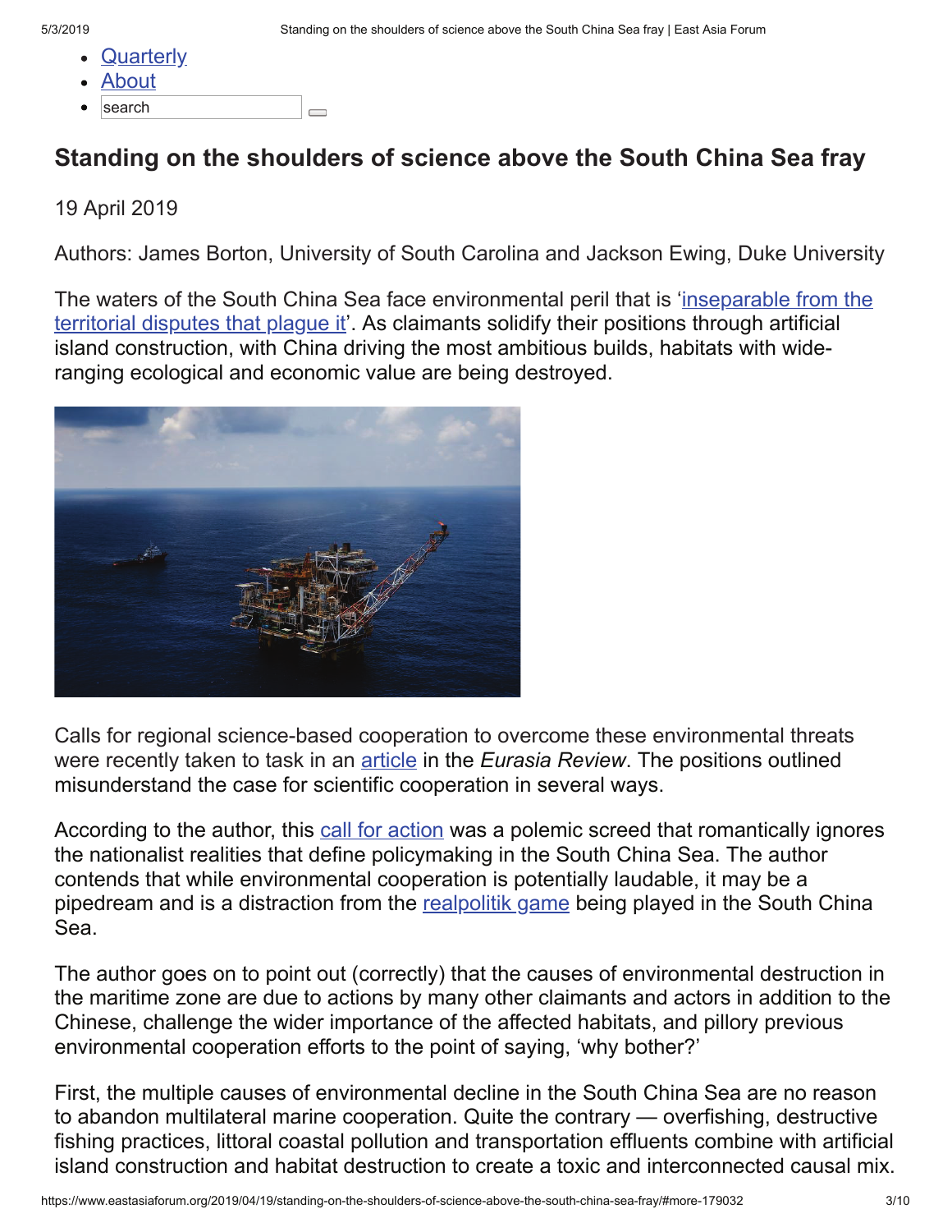- Quarterly
- About
- search

# Standing on the shoulders of science above the South China Sea fray

19 April 2019

Authors: James Borton, University of South Carolina and Jackson Ewing, Duke University

The waters of the South China Sea face environmental peril that is 'inseparable from the territorial disputes that plague it'. As claimants solidify their positions through artificial island construction, with China driving the most ambitious builds, habitats with wide-ranging ecological and economic value are being destroyed.

Calls for regional science-based cooperation to overcome these environmental threats were recently taken to task in an article in the *Eurasia Review*. The positions outlined misunderstand the case for scientific cooperation in several ways.

According to the author, this call for action was a polemic screed that romantically ignores the nationalist realities that define policymaking in the South China Sea. The author contends that while environmental cooperation is potentially laudable, it may be a pipedream and is a distraction from the realpolitik game being played in the South China Sea.

The author goes on to point out (correctly) that the causes of environmental destruction in the maritime zone are due to actions by many other claimants and actors in addition to the Chinese, challenge the wider importance of the affected habitats, and pillory previous environmental cooperation efforts to the point of saying, 'why bother?'

First, the multiple causes of environmental decline in the South China Sea are no reason to abandon multilateral marine cooperation. Quite the contrary — overfishing, destructive fishing practices, littoral coastal pollution and transportation effluents combine with artificial island construction and habitat destruction to create a toxic and interconnected causal mix.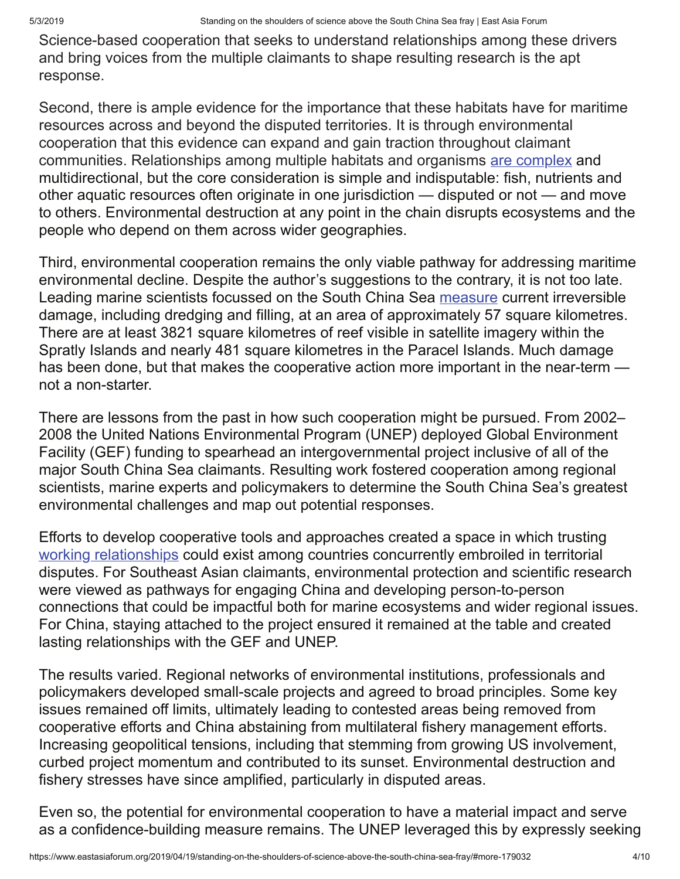Science-based cooperation that seeks to understand relationships among these drivers and bring voices from the multiple claimants to shape resulting research is the apt response.

Second, there is ample evidence for the importance that these habitats have for maritime resources across and beyond the disputed territories. It is through environmental cooperation that this evidence can expand and gain traction throughout claimant communities. Relationships among multiple habitats and organisms are complex and multidirectional, but the core consideration is simple and indisputable: fish, nutrients and other aquatic resources often originate in one jurisdiction — disputed or not — and move to others. Environmental destruction at any point in the chain disrupts ecosystems and the people who depend on them across wider geographies.

Third, environmental cooperation remains the only viable pathway for addressing maritime environmental decline. Despite the author's suggestions to the contrary, it is not too late. Leading marine scientists focussed on the South China Sea measure current irreversible damage, including dredging and filling, at an area of approximately 57 square kilometres. There are at least 3821 square kilometres of reef visible in satellite imagery within the Spratly Islands and nearly 481 square kilometres in the Paracel Islands. Much damage has been done, but that makes the cooperative action more important in the near-term — not a non-starter.

There are lessons from the past in how such cooperation might be pursued. From 2002–2008 the United Nations Environmental Program (UNEP) deployed Global Environment Facility (GEF) funding to spearhead an intergovernmental project inclusive of all of the major South China Sea claimants. Resulting work fostered cooperation among regional scientists, marine experts and policymakers to determine the South China Sea's greatest environmental challenges and map out potential responses.

Efforts to develop cooperative tools and approaches created a space in which trusting working relationships could exist among countries concurrently embroiled in territorial disputes. For Southeast Asian claimants, environmental protection and scientific research were viewed as pathways for engaging China and developing person-to-person connections that could be impactful both for marine ecosystems and wider regional issues. For China, staying attached to the project ensured it remained at the table and created lasting relationships with the GEF and UNEP.

The results varied. Regional networks of environmental institutions, professionals and policymakers developed small-scale projects and agreed to broad principles. Some key issues remained off limits, ultimately leading to contested areas being removed from cooperative efforts and China abstaining from multilateral fishery management efforts. Increasing geopolitical tensions, including that stemming from growing US involvement, curbed project momentum and contributed to its sunset. Environmental destruction and fishery stresses have since amplified, particularly in disputed areas.

Even so, the potential for environmental cooperation to have a material impact and serve as a confidence-building measure remains. The UNEP leveraged this by expressly seeking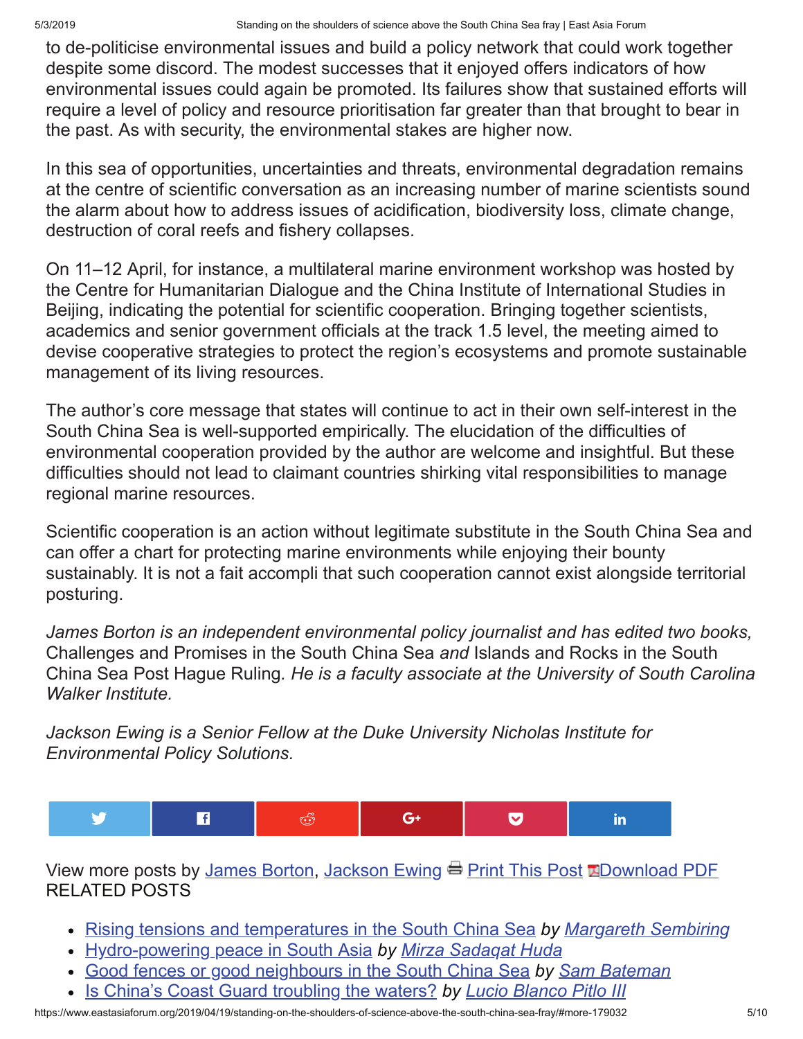to de-politicise environmental issues and build a policy network that could work together despite some discord. The modest successes that it enjoyed offers indicators of how environmental issues could again be promoted. Its failures show that sustained efforts will require a level of policy and resource prioritisation far greater than that brought to bear in the past. As with security, the environmental stakes are higher now.

In this sea of opportunities, uncertainties and threats, environmental degradation remains at the centre of scientific conversation as an increasing number of marine scientists sound the alarm about how to address issues of acidification, biodiversity loss, climate change, destruction of coral reefs and fishery collapses.

On 11–12 April, for instance, a multilateral marine environment workshop was hosted by the Centre for Humanitarian Dialogue and the China Institute of International Studies in Beijing, indicating the potential for scientific cooperation. Bringing together scientists, academics and senior government officials at the track 1.5 level, the meeting aimed to devise cooperative strategies to protect the region's ecosystems and promote sustainable management of its living resources.

The author's core message that states will continue to act in their own self-interest in the South China Sea is well-supported empirically. The elucidation of the difficulties of environmental cooperation provided by the author are welcome and insightful. But these difficulties should not lead to claimant countries shirking vital responsibilities to manage regional marine resources.

Scientific cooperation is an action without legitimate substitute in the South China Sea and can offer a chart for protecting marine environments while enjoying their bounty sustainably. It is not a fait accompli that such cooperation cannot exist alongside territorial posturing.

*James Borton is an independent environmental policy journalist and has edited two books,* Challenges and Promises in the South China Sea *and* Islands and Rocks in the South China Sea Post Hague Ruling*. He is a faculty associate at the University of South Carolina Walker Institute.*

*Jackson Ewing is a Senior Fellow at the Duke University Nicholas Institute for Environmental Policy Solutions.*

View more posts by James Borton, Jackson Ewing Print This Post Download PDF

RELATED POSTS

- Rising tensions and temperatures in the South China Sea *by* *Margareth Sembiring*
- Hydro-powering peace in South Asia *by* *Mirza Sadaqat Huda*
- Good fences or good neighbours in the South China Sea *by* *Sam Bateman*
- Is China's Coast Guard troubling the waters? *by* *Lucio Blanco Pitlo III*